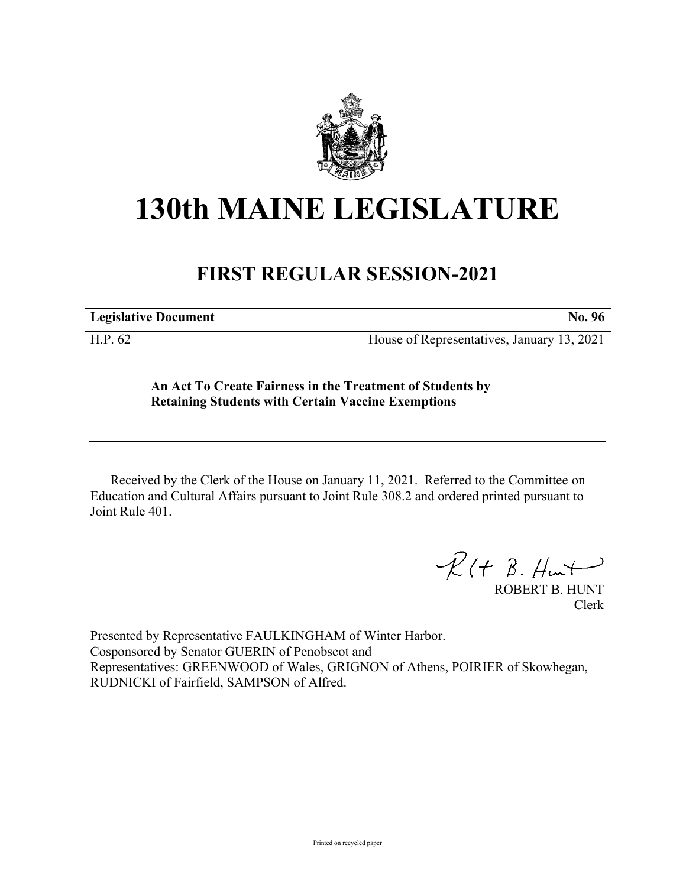# 130th MAINE LEGISLATURE

## FIRST REGULAR SESSION-2021

**Legislative Document** **No. 96**

H.P. 62 House of Representatives, January 13, 2021

**An Act To Create Fairness in the Treatment of Students by Retaining Students with Certain Vaccine Exemptions**

Received by the Clerk of the House on January 11, 2021. Referred to the Committee on Education and Cultural Affairs pursuant to Joint Rule 308.2 and ordered printed pursuant to Joint Rule 401.

ROBERT B. HUNT
Clerk

Presented by Representative FAULKINGHAM of Winter Harbor.
Cosponsored by Senator GUERIN of Penobscot and
Representatives: GREENWOOD of Wales, GRIGNON of Athens, POIRIER of Skowhegan, RUDNICKI of Fairfield, SAMPSON of Alfred.

Printed on recycled paper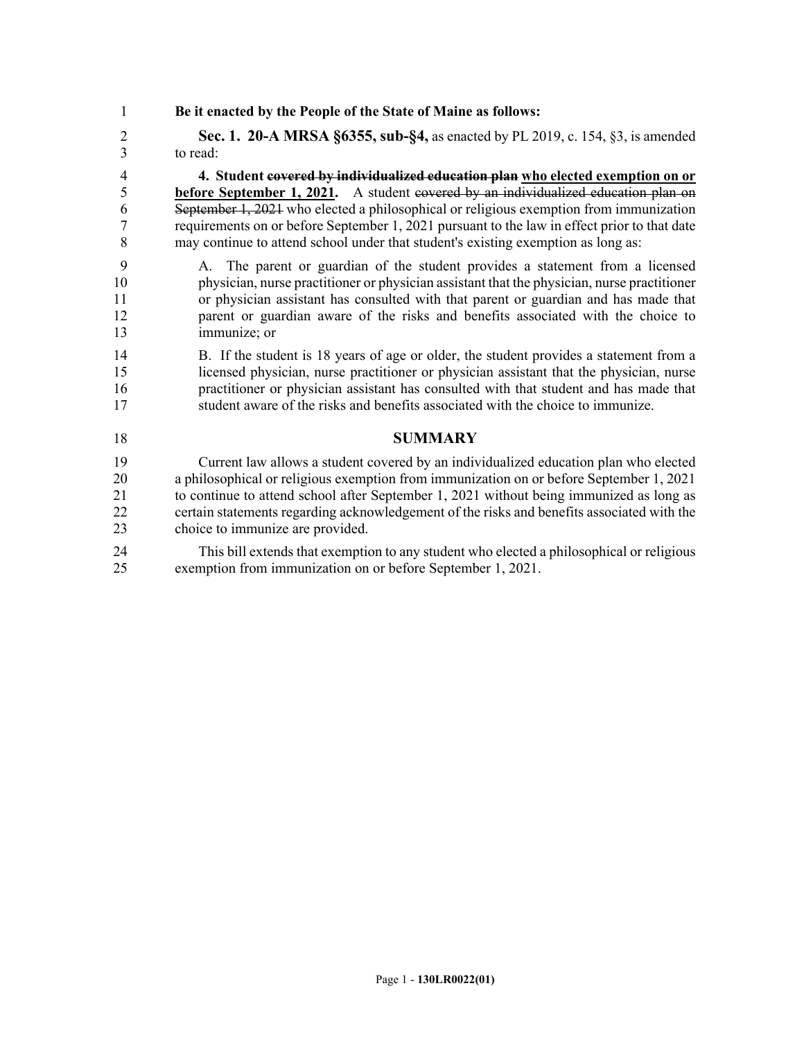**Be it enacted by the People of the State of Maine as follows:**

**Sec. 1. 20-A MRSA §6355, sub-§4,** as enacted by PL 2019, c. 154, §3, is amended to read:

**4. Student ~~covered by individualized education plan~~ <u>who elected exemption on or before September 1, 2021</u>.** A student ~~covered by an individualized education plan on September 1, 2021~~ who elected a philosophical or religious exemption from immunization requirements on or before September 1, 2021 pursuant to the law in effect prior to that date may continue to attend school under that student's existing exemption as long as:

A. The parent or guardian of the student provides a statement from a licensed physician, nurse practitioner or physician assistant that the physician, nurse practitioner or physician assistant has consulted with that parent or guardian and has made that parent or guardian aware of the risks and benefits associated with the choice to immunize; or

B. If the student is 18 years of age or older, the student provides a statement from a licensed physician, nurse practitioner or physician assistant that the physician, nurse practitioner or physician assistant has consulted with that student and has made that student aware of the risks and benefits associated with the choice to immunize.

## SUMMARY

Current law allows a student covered by an individualized education plan who elected a philosophical or religious exemption from immunization on or before September 1, 2021 to continue to attend school after September 1, 2021 without being immunized as long as certain statements regarding acknowledgement of the risks and benefits associated with the choice to immunize are provided.

This bill extends that exemption to any student who elected a philosophical or religious exemption from immunization on or before September 1, 2021.